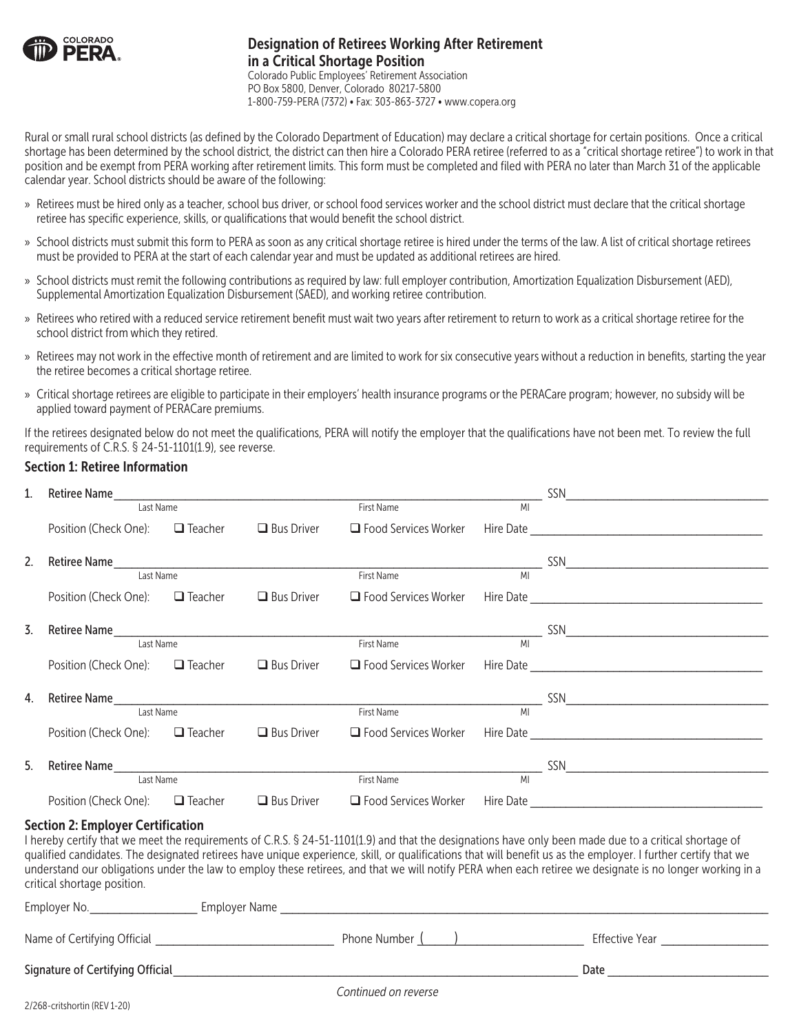COLORADO PERA

# Designation of Retirees Working After Retirement in a Critical Shortage Position

Colorado Public Employees' Retirement Association
PO Box 5800, Denver, Colorado 80217-5800
1-800-759-PERA (7372) • Fax: 303-863-3727 • www.copera.org

Rural or small rural school districts (as defined by the Colorado Department of Education) may declare a critical shortage for certain positions. Once a critical shortage has been determined by the school district, the district can then hire a Colorado PERA retiree (referred to as a "critical shortage retiree") to work in that position and be exempt from PERA working after retirement limits. This form must be completed and filed with PERA no later than March 31 of the applicable calendar year. School districts should be aware of the following:

» Retirees must be hired only as a teacher, school bus driver, or school food services worker and the school district must declare that the critical shortage retiree has specific experience, skills, or qualifications that would benefit the school district.

» School districts must submit this form to PERA as soon as any critical shortage retiree is hired under the terms of the law. A list of critical shortage retirees must be provided to PERA at the start of each calendar year and must be updated as additional retirees are hired.

» School districts must remit the following contributions as required by law: full employer contribution, Amortization Equalization Disbursement (AED), Supplemental Amortization Equalization Disbursement (SAED), and working retiree contribution.

» Retirees who retired with a reduced service retirement benefit must wait two years after retirement to return to work as a critical shortage retiree for the school district from which they retired.

» Retirees may not work in the effective month of retirement and are limited to work for six consecutive years without a reduction in benefits, starting the year the retiree becomes a critical shortage retiree.

» Critical shortage retirees are eligible to participate in their employers' health insurance programs or the PERACare program; however, no subsidy will be applied toward payment of PERACare premiums.

If the retirees designated below do not meet the qualifications, PERA will notify the employer that the qualifications have not been met. To review the full requirements of C.R.S. § 24-51-1101(1.9), see reverse.

## Section 1: Retiree Information

1. Retiree Name ______________________ (Last Name) ______________________ (First Name) ____ (MI) SSN______________________
   Position (Check One): ☐ Teacher ☐ Bus Driver ☐ Food Services Worker Hire Date ______________________

2. Retiree Name ______________________ (Last Name) ______________________ (First Name) ____ (MI) SSN______________________
   Position (Check One): ☐ Teacher ☐ Bus Driver ☐ Food Services Worker Hire Date ______________________

3. Retiree Name ______________________ (Last Name) ______________________ (First Name) ____ (MI) SSN______________________
   Position (Check One): ☐ Teacher ☐ Bus Driver ☐ Food Services Worker Hire Date ______________________

4. Retiree Name ______________________ (Last Name) ______________________ (First Name) ____ (MI) SSN______________________
   Position (Check One): ☐ Teacher ☐ Bus Driver ☐ Food Services Worker Hire Date ______________________

5. Retiree Name ______________________ (Last Name) ______________________ (First Name) ____ (MI) SSN______________________
   Position (Check One): ☐ Teacher ☐ Bus Driver ☐ Food Services Worker Hire Date ______________________

## Section 2: Employer Certification

I hereby certify that we meet the requirements of C.R.S. § 24-51-1101(1.9) and that the designations have only been made due to a critical shortage of qualified candidates. The designated retirees have unique experience, skill, or qualifications that will benefit us as the employer. I further certify that we understand our obligations under the law to employ these retirees, and that we will notify PERA when each retiree we designate is no longer working in a critical shortage position.

Employer No.________________ Employer Name ______________________________________________

Name of Certifying Official ______________________ Phone Number (____) ______________________ Effective Year ________________

Signature of Certifying Official______________________________________________ Date ______________________

*Continued on reverse*

2/268-critshortin (REV 1-20)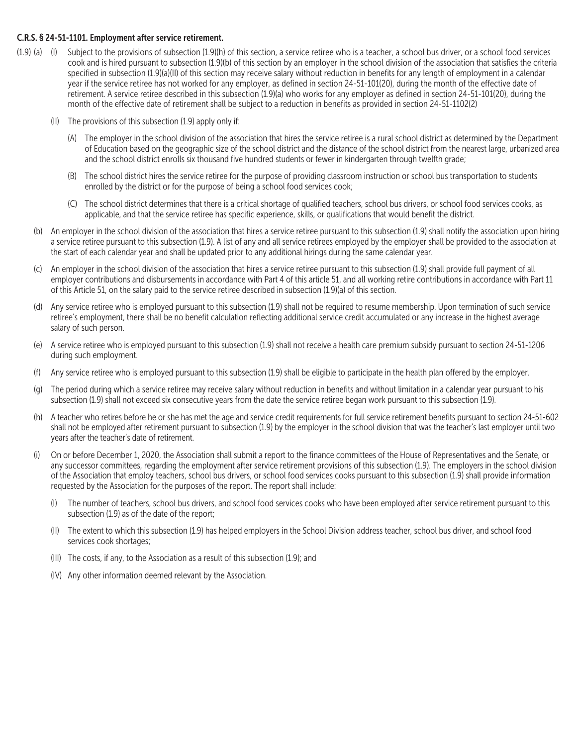**C.R.S. § 24-51-1101. Employment after service retirement.**

(1.9) (a) (I) Subject to the provisions of subsection (1.9)(h) of this section, a service retiree who is a teacher, a school bus driver, or a school food services cook and is hired pursuant to subsection (1.9)(b) of this section by an employer in the school division of the association that satisfies the criteria specified in subsection (1.9)(a)(II) of this section may receive salary without reduction in benefits for any length of employment in a calendar year if the service retiree has not worked for any employer, as defined in section 24-51-101(20), during the month of the effective date of retirement. A service retiree described in this subsection (1.9)(a) who works for any employer as defined in section 24-51-101(20), during the month of the effective date of retirement shall be subject to a reduction in benefits as provided in section 24-51-1102(2)

(II) The provisions of this subsection (1.9) apply only if:

(A) The employer in the school division of the association that hires the service retiree is a rural school district as determined by the Department of Education based on the geographic size of the school district and the distance of the school district from the nearest large, urbanized area and the school district enrolls six thousand five hundred students or fewer in kindergarten through twelfth grade;

(B) The school district hires the service retiree for the purpose of providing classroom instruction or school bus transportation to students enrolled by the district or for the purpose of being a school food services cook;

(C) The school district determines that there is a critical shortage of qualified teachers, school bus drivers, or school food services cooks, as applicable, and that the service retiree has specific experience, skills, or qualifications that would benefit the district.

(b) An employer in the school division of the association that hires a service retiree pursuant to this subsection (1.9) shall notify the association upon hiring a service retiree pursuant to this subsection (1.9). A list of any and all service retirees employed by the employer shall be provided to the association at the start of each calendar year and shall be updated prior to any additional hirings during the same calendar year.

(c) An employer in the school division of the association that hires a service retiree pursuant to this subsection (1.9) shall provide full payment of all employer contributions and disbursements in accordance with Part 4 of this article 51, and all working retire contributions in accordance with Part 11 of this Article 51, on the salary paid to the service retiree described in subsection (1.9)(a) of this section.

(d) Any service retiree who is employed pursuant to this subsection (1.9) shall not be required to resume membership. Upon termination of such service retiree's employment, there shall be no benefit calculation reflecting additional service credit accumulated or any increase in the highest average salary of such person.

(e) A service retiree who is employed pursuant to this subsection (1.9) shall not receive a health care premium subsidy pursuant to section 24-51-1206 during such employment.

(f) Any service retiree who is employed pursuant to this subsection (1.9) shall be eligible to participate in the health plan offered by the employer.

(g) The period during which a service retiree may receive salary without reduction in benefits and without limitation in a calendar year pursuant to his subsection (1.9) shall not exceed six consecutive years from the date the service retiree began work pursuant to this subsection (1.9).

(h) A teacher who retires before he or she has met the age and service credit requirements for full service retirement benefits pursuant to section 24-51-602 shall not be employed after retirement pursuant to subsection (1.9) by the employer in the school division that was the teacher's last employer until two years after the teacher's date of retirement.

(i) On or before December 1, 2020, the Association shall submit a report to the finance committees of the House of Representatives and the Senate, or any successor committees, regarding the employment after service retirement provisions of this subsection (1.9). The employers in the school division of the Association that employ teachers, school bus drivers, or school food services cooks pursuant to this subsection (1.9) shall provide information requested by the Association for the purposes of the report. The report shall include:

(I) The number of teachers, school bus drivers, and school food services cooks who have been employed after service retirement pursuant to this subsection (1.9) as of the date of the report;

(II) The extent to which this subsection (1.9) has helped employers in the School Division address teacher, school bus driver, and school food services cook shortages;

(III) The costs, if any, to the Association as a result of this subsection (1.9); and

(IV) Any other information deemed relevant by the Association.